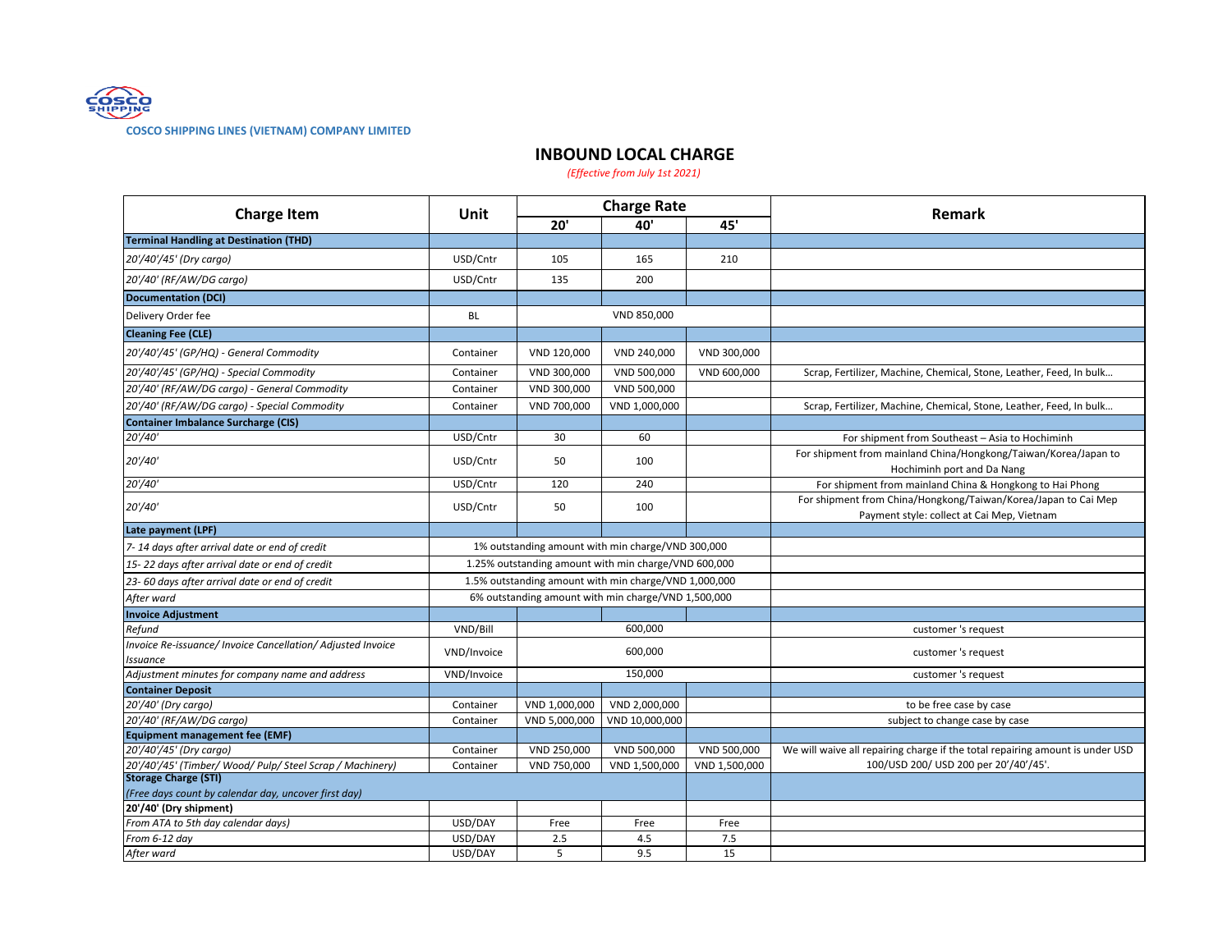COSCO SHIPPING LINES (VIETNAM) COMPANY LIMITED

# INBOUND LOCAL CHARGE

*(Effective from July 1st 2021)*

| Charge Item | Unit | Charge Rate | | | Remark |
|---|---|---|---|---|---|
| | | 20' | 40' | 45' | |
| **Terminal Handling at Destination (THD)** | | | | | |
| *20'/40'/45' (Dry cargo)* | USD/Cntr | 105 | 165 | 210 | |
| *20'/40' (RF/AW/DG cargo)* | USD/Cntr | 135 | 200 | | |
| **Documentation (DCI)** | | | | | |
| Delivery Order fee | BL | VND 850,000 | | | |
| **Cleaning Fee (CLE)** | | | | | |
| *20'/40'/45' (GP/HQ) - General Commodity* | Container | VND 120,000 | VND 240,000 | VND 300,000 | |
| *20'/40'/45' (GP/HQ) - Special Commodity* | Container | VND 300,000 | VND 500,000 | VND 600,000 | Scrap, Fertilizer, Machine, Chemical, Stone, Leather, Feed, In bulk… |
| *20'/40' (RF/AW/DG cargo) - General Commodity* | Container | VND 300,000 | VND 500,000 | | |
| *20'/40' (RF/AW/DG cargo) - Special Commodity* | Container | VND 700,000 | VND 1,000,000 | | Scrap, Fertilizer, Machine, Chemical, Stone, Leather, Feed, In bulk… |
| **Container Imbalance Surcharge (CIS)** | | | | | |
| *20'/40'* | USD/Cntr | 30 | 60 | | For shipment from Southeast – Asia to Hochiminh |
| *20'/40'* | USD/Cntr | 50 | 100 | | For shipment from mainland China/Hongkong/Taiwan/Korea/Japan to Hochiminh port and Da Nang |
| *20'/40'* | USD/Cntr | 120 | 240 | | For shipment from mainland China & Hongkong to Hai Phong |
| *20'/40'* | USD/Cntr | 50 | 100 | | For shipment from China/Hongkong/Taiwan/Korea/Japan to Cai Mep Payment style: collect at Cai Mep, Vietnam |
| **Late payment (LPF)** | | | | | |
| *7- 14 days after arrival date or end of credit* | 1% outstanding amount with min charge/VND 300,000 | | | | |
| *15- 22 days after arrival date or end of credit* | 1.25% outstanding amount with min charge/VND 600,000 | | | | |
| *23- 60 days after arrival date or end of credit* | 1.5% outstanding amount with min charge/VND 1,000,000 | | | | |
| *After ward* | 6% outstanding amount with min charge/VND 1,500,000 | | | | |
| **Invoice Adjustment** | | | | | |
| *Refund* | VND/Bill | 600,000 | | | customer 's request |
| *Invoice Re-issuance/ Invoice Cancellation/ Adjusted Invoice Issuance* | VND/Invoice | 600,000 | | | customer 's request |
| *Adjustment minutes for company name and address* | VND/Invoice | 150,000 | | | customer 's request |
| **Container Deposit** | | | | | |
| *20'/40' (Dry cargo)* | Container | VND 1,000,000 | VND 2,000,000 | | to be free case by case |
| *20'/40' (RF/AW/DG cargo)* | Container | VND 5,000,000 | VND 10,000,000 | | subject to change case by case |
| **Equipment management fee (EMF)** | | | | | |
| *20'/40'/45' (Dry cargo)* | Container | VND 250,000 | VND 500,000 | VND 500,000 | We will waive all repairing charge if the total repairing amount is under USD 100/USD 200/ USD 200 per 20'/40'/45'. |
| *20'/40'/45' (Timber/ Wood/ Pulp/ Steel Scrap / Machinery)* | Container | VND 750,000 | VND 1,500,000 | VND 1,500,000 | |
| **Storage Charge (STI)** *(Free days count by calendar day, uncover first day)* | | | | | |
| **20'/40' (Dry shipment)** | | | | | |
| *From ATA to 5th day calendar days)* | USD/DAY | Free | Free | Free | |
| *From 6-12 day* | USD/DAY | 2.5 | 4.5 | 7.5 | |
| *After ward* | USD/DAY | 5 | 9.5 | 15 | |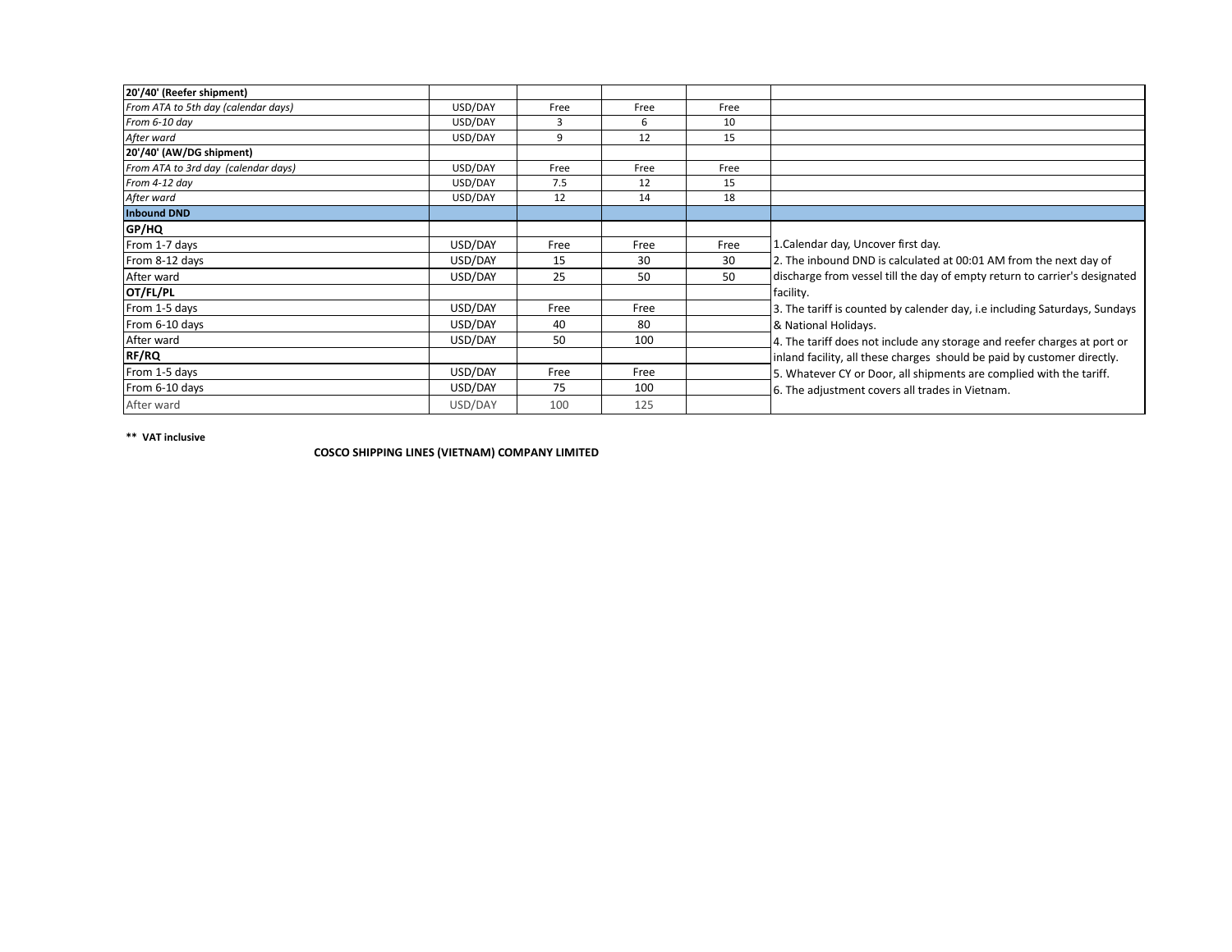| | | | | | |
|---|---|---|---|---|---|
| **20'/40' (Reefer shipment)** | | | | | |
| *From ATA to 5th day (calendar days)* | USD/DAY | Free | Free | Free | |
| *From 6-10 day* | USD/DAY | 3 | 6 | 10 | |
| *After ward* | USD/DAY | 9 | 12 | 15 | |
| **20'/40' (AW/DG shipment)** | | | | | |
| *From ATA to 3rd day (calendar days)* | USD/DAY | Free | Free | Free | |
| *From 4-12 day* | USD/DAY | 7.5 | 12 | 15 | |
| *After ward* | USD/DAY | 12 | 14 | 18 | |
| **Inbound DND** | | | | | |
| **GP/HQ** | | | | | |
| From 1-7 days | USD/DAY | Free | Free | Free | 1.Calendar day, Uncover first day. |
| From 8-12 days | USD/DAY | 15 | 30 | 30 | 2. The inbound DND is calculated at 00:01 AM from the next day of discharge from vessel till the day of empty return to carrier's designated facility. |
| After ward | USD/DAY | 25 | 50 | 50 | |
| **OT/FL/PL** | | | | | |
| From 1-5 days | USD/DAY | Free | Free | | 3. The tariff is counted by calender day, i.e including Saturdays, Sundays & National Holidays. |
| From 6-10 days | USD/DAY | 40 | 80 | | |
| After ward | USD/DAY | 50 | 100 | | 4. The tariff does not include any storage and reefer charges at port or inland facility, all these charges should be paid by customer directly. |
| **RF/RQ** | | | | | |
| From 1-5 days | USD/DAY | Free | Free | | 5. Whatever CY or Door, all shipments are complied with the tariff. |
| From 6-10 days | USD/DAY | 75 | 100 | | 6. The adjustment covers all trades in Vietnam. |
| After ward | USD/DAY | 100 | 125 | | |

**** VAT inclusive**

**COSCO SHIPPING LINES (VIETNAM) COMPANY LIMITED**